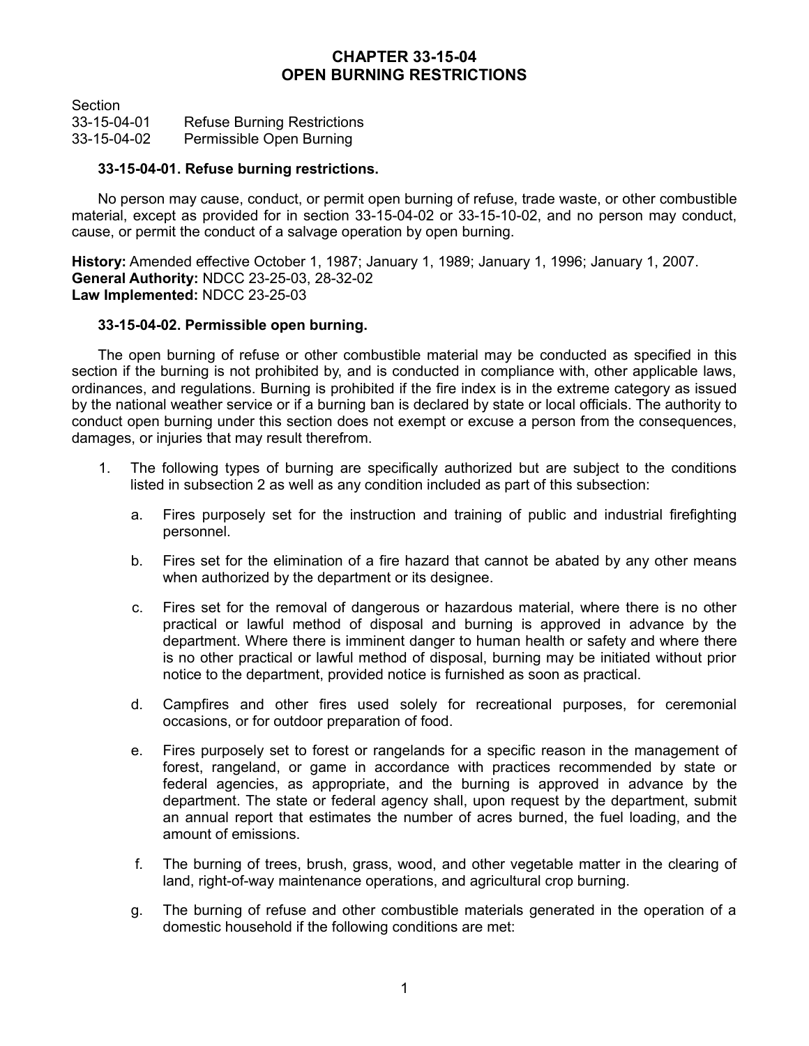# CHAPTER 33-15-04
# OPEN BURNING RESTRICTIONS

| Section | |
|---|---|
| 33-15-04-01 | Refuse Burning Restrictions |
| 33-15-04-02 | Permissible Open Burning |

**33-15-04-01. Refuse burning restrictions.**

No person may cause, conduct, or permit open burning of refuse, trade waste, or other combustible material, except as provided for in section 33-15-04-02 or 33-15-10-02, and no person may conduct, cause, or permit the conduct of a salvage operation by open burning.

**History:** Amended effective October 1, 1987; January 1, 1989; January 1, 1996; January 1, 2007.
**General Authority:** NDCC 23-25-03, 28-32-02
**Law Implemented:** NDCC 23-25-03

**33-15-04-02. Permissible open burning.**

The open burning of refuse or other combustible material may be conducted as specified in this section if the burning is not prohibited by, and is conducted in compliance with, other applicable laws, ordinances, and regulations. Burning is prohibited if the fire index is in the extreme category as issued by the national weather service or if a burning ban is declared by state or local officials. The authority to conduct open burning under this section does not exempt or excuse a person from the consequences, damages, or injuries that may result therefrom.

1. The following types of burning are specifically authorized but are subject to the conditions listed in subsection 2 as well as any condition included as part of this subsection:

   a. Fires purposely set for the instruction and training of public and industrial firefighting personnel.

   b. Fires set for the elimination of a fire hazard that cannot be abated by any other means when authorized by the department or its designee.

   c. Fires set for the removal of dangerous or hazardous material, where there is no other practical or lawful method of disposal and burning is approved in advance by the department. Where there is imminent danger to human health or safety and where there is no other practical or lawful method of disposal, burning may be initiated without prior notice to the department, provided notice is furnished as soon as practical.

   d. Campfires and other fires used solely for recreational purposes, for ceremonial occasions, or for outdoor preparation of food.

   e. Fires purposely set to forest or rangelands for a specific reason in the management of forest, rangeland, or game in accordance with practices recommended by state or federal agencies, as appropriate, and the burning is approved in advance by the department. The state or federal agency shall, upon request by the department, submit an annual report that estimates the number of acres burned, the fuel loading, and the amount of emissions.

   f. The burning of trees, brush, grass, wood, and other vegetable matter in the clearing of land, right-of-way maintenance operations, and agricultural crop burning.

   g. The burning of refuse and other combustible materials generated in the operation of a domestic household if the following conditions are met: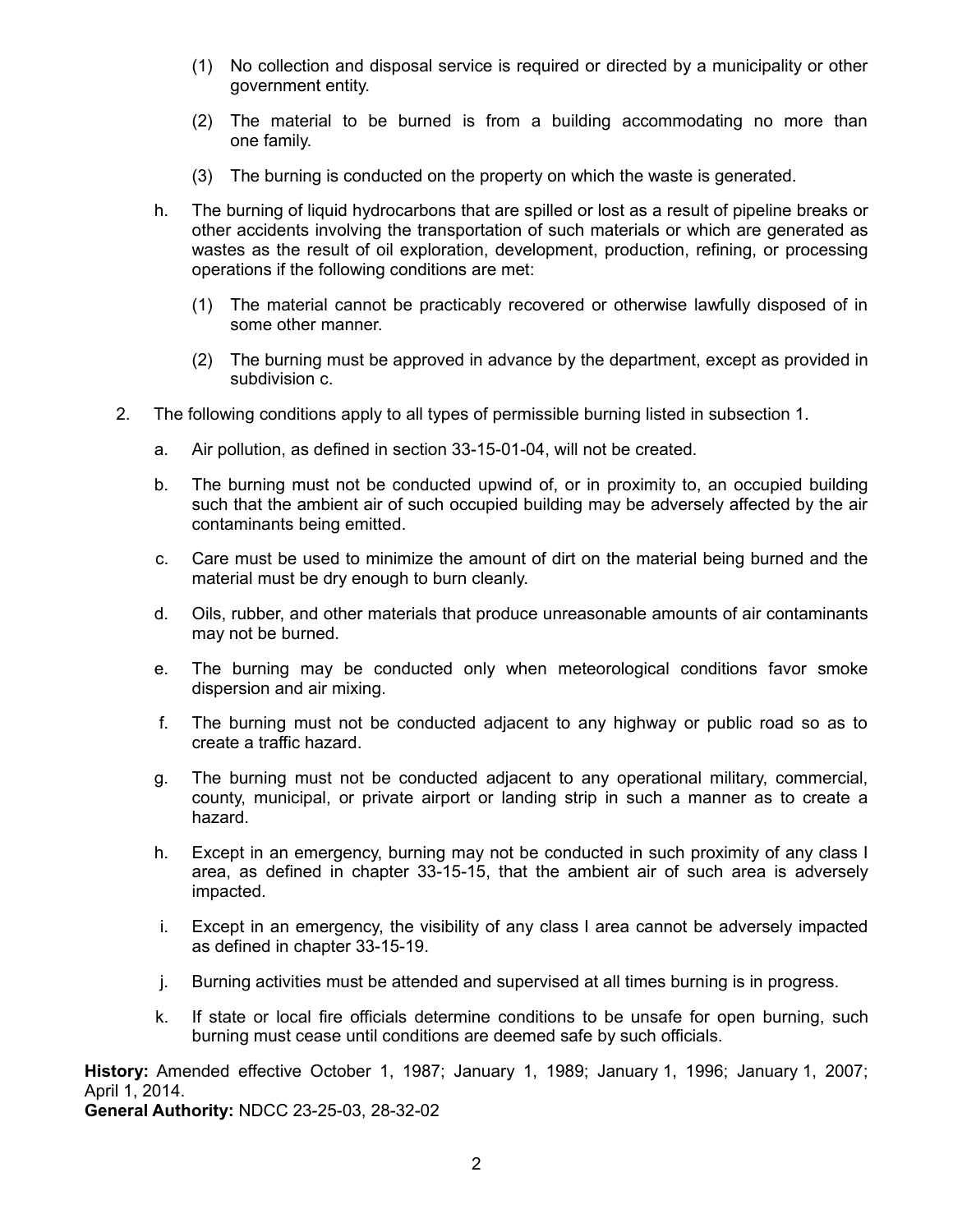(1) No collection and disposal service is required or directed by a municipality or other government entity.

(2) The material to be burned is from a building accommodating no more than one family.

(3) The burning is conducted on the property on which the waste is generated.

h. The burning of liquid hydrocarbons that are spilled or lost as a result of pipeline breaks or other accidents involving the transportation of such materials or which are generated as wastes as the result of oil exploration, development, production, refining, or processing operations if the following conditions are met:

(1) The material cannot be practicably recovered or otherwise lawfully disposed of in some other manner.

(2) The burning must be approved in advance by the department, except as provided in subdivision c.

2. The following conditions apply to all types of permissible burning listed in subsection 1.

a. Air pollution, as defined in section 33-15-01-04, will not be created.

b. The burning must not be conducted upwind of, or in proximity to, an occupied building such that the ambient air of such occupied building may be adversely affected by the air contaminants being emitted.

c. Care must be used to minimize the amount of dirt on the material being burned and the material must be dry enough to burn cleanly.

d. Oils, rubber, and other materials that produce unreasonable amounts of air contaminants may not be burned.

e. The burning may be conducted only when meteorological conditions favor smoke dispersion and air mixing.

f. The burning must not be conducted adjacent to any highway or public road so as to create a traffic hazard.

g. The burning must not be conducted adjacent to any operational military, commercial, county, municipal, or private airport or landing strip in such a manner as to create a hazard.

h. Except in an emergency, burning may not be conducted in such proximity of any class I area, as defined in chapter 33-15-15, that the ambient air of such area is adversely impacted.

i. Except in an emergency, the visibility of any class I area cannot be adversely impacted as defined in chapter 33-15-19.

j. Burning activities must be attended and supervised at all times burning is in progress.

k. If state or local fire officials determine conditions to be unsafe for open burning, such burning must cease until conditions are deemed safe by such officials.

**History:** Amended effective October 1, 1987; January 1, 1989; January 1, 1996; January 1, 2007; April 1, 2014.
**General Authority:** NDCC 23-25-03, 28-32-02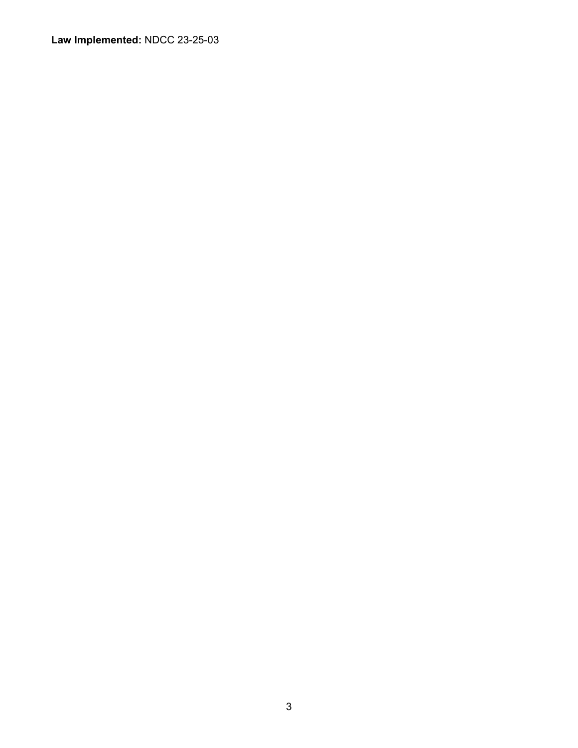**Law Implemented:** NDCC 23-25-03